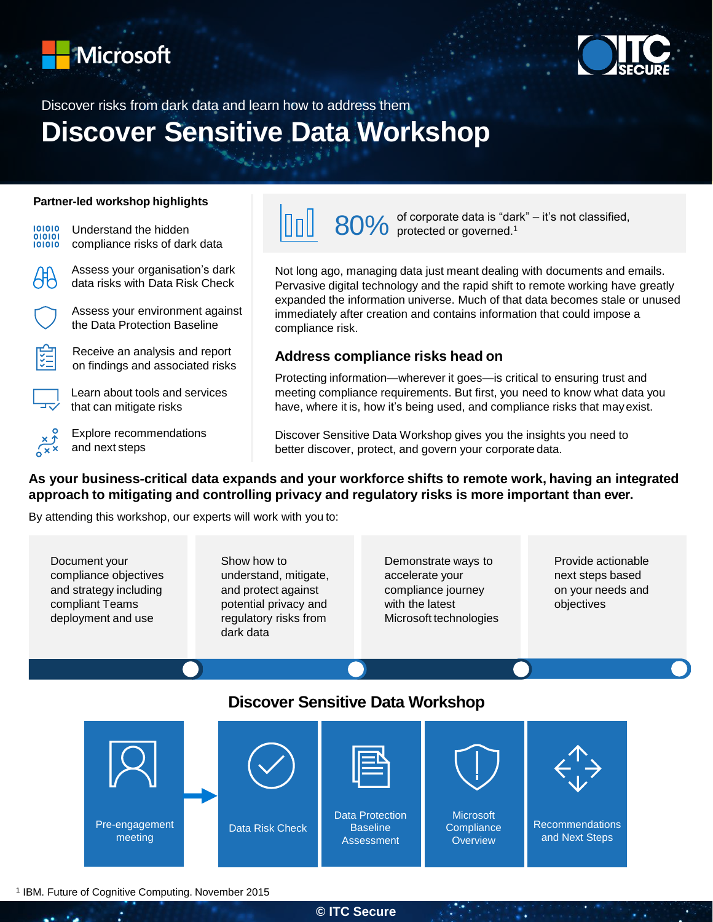Microsoft

ITC SECURE

Discover risks from dark data and learn how to address them

# Discover Sensitive Data Workshop

### Partner-led workshop highlights

- Understand the hidden compliance risks of dark data
- Assess your organisation's dark data risks with Data Risk Check
- Assess your environment against the Data Protection Baseline
- Receive an analysis and report on findings and associated risks
- Learn about tools and services that can mitigate risks
- Explore recommendations and next steps

**80%** of corporate data is "dark" – it's not classified, protected or governed.[1]

Not long ago, managing data just meant dealing with documents and emails. Pervasive digital technology and the rapid shift to remote working have greatly expanded the information universe. Much of that data becomes stale or unused immediately after creation and contains information that could impose a compliance risk.

## Address compliance risks head on

Protecting information—wherever it goes—is critical to ensuring trust and meeting compliance requirements. But first, you need to know what data you have, where it is, how it's being used, and compliance risks that may exist.

Discover Sensitive Data Workshop gives you the insights you need to better discover, protect, and govern your corporate data.

**As your business-critical data expands and your workforce shifts to remote work, having an integrated approach to mitigating and controlling privacy and regulatory risks is more important than ever.**

By attending this workshop, our experts will work with you to:

- Document your compliance objectives and strategy including compliant Teams deployment and use
- Show how to understand, mitigate, and protect against potential privacy and regulatory risks from dark data
- Demonstrate ways to accelerate your compliance journey with the latest Microsoft technologies
- Provide actionable next steps based on your needs and objectives

## Discover Sensitive Data Workshop

Pre-engagement meeting → Data Risk Check → Data Protection Baseline Assessment → Microsoft Compliance Overview → Recommendations and Next Steps

[1] IBM. Future of Cognitive Computing. November 2015

© ITC Secure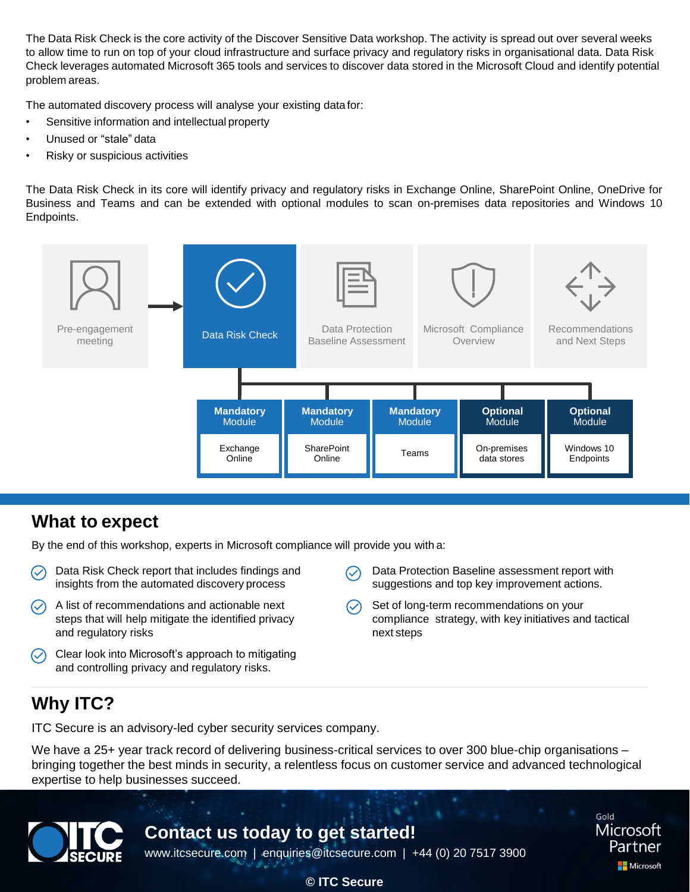The Data Risk Check is the core activity of the Discover Sensitive Data workshop. The activity is spread out over several weeks to allow time to run on top of your cloud infrastructure and surface privacy and regulatory risks in organisational data. Data Risk Check leverages automated Microsoft 365 tools and services to discover data stored in the Microsoft Cloud and identify potential problem areas.

The automated discovery process will analyse your existing data for:

- Sensitive information and intellectual property
- Unused or "stale" data
- Risky or suspicious activities

The Data Risk Check in its core will identify privacy and regulatory risks in Exchange Online, SharePoint Online, OneDrive for Business and Teams and can be extended with optional modules to scan on-premises data repositories and Windows 10 Endpoints.

Pre-engagement meeting

Data Risk Check

Data Protection Baseline Assessment

Microsoft Compliance Overview

Recommendations and Next Steps

**Mandatory** Module
Exchange Online

**Mandatory** Module
SharePoint Online

**Mandatory** Module
Teams

**Optional** Module
On-premises data stores

**Optional** Module
Windows 10 Endpoints

## What to expect

By the end of this workshop, experts in Microsoft compliance will provide you with a:

- Data Risk Check report that includes findings and insights from the automated discovery process
- A list of recommendations and actionable next steps that will help mitigate the identified privacy and regulatory risks
- Clear look into Microsoft's approach to mitigating and controlling privacy and regulatory risks.
- Data Protection Baseline assessment report with suggestions and top key improvement actions.
- Set of long-term recommendations on your compliance strategy, with key initiatives and tactical next steps

## Why ITC?

ITC Secure is an advisory-led cyber security services company.

We have a 25+ year track record of delivering business-critical services to over 300 blue-chip organisations – bringing together the best minds in security, a relentless focus on customer service and advanced technological expertise to help businesses succeed.

**Contact us today to get started!**

www.itcsecure.com | enquiries@itcsecure.com | +44 (0) 20 7517 3900

Gold Microsoft Partner

© ITC Secure